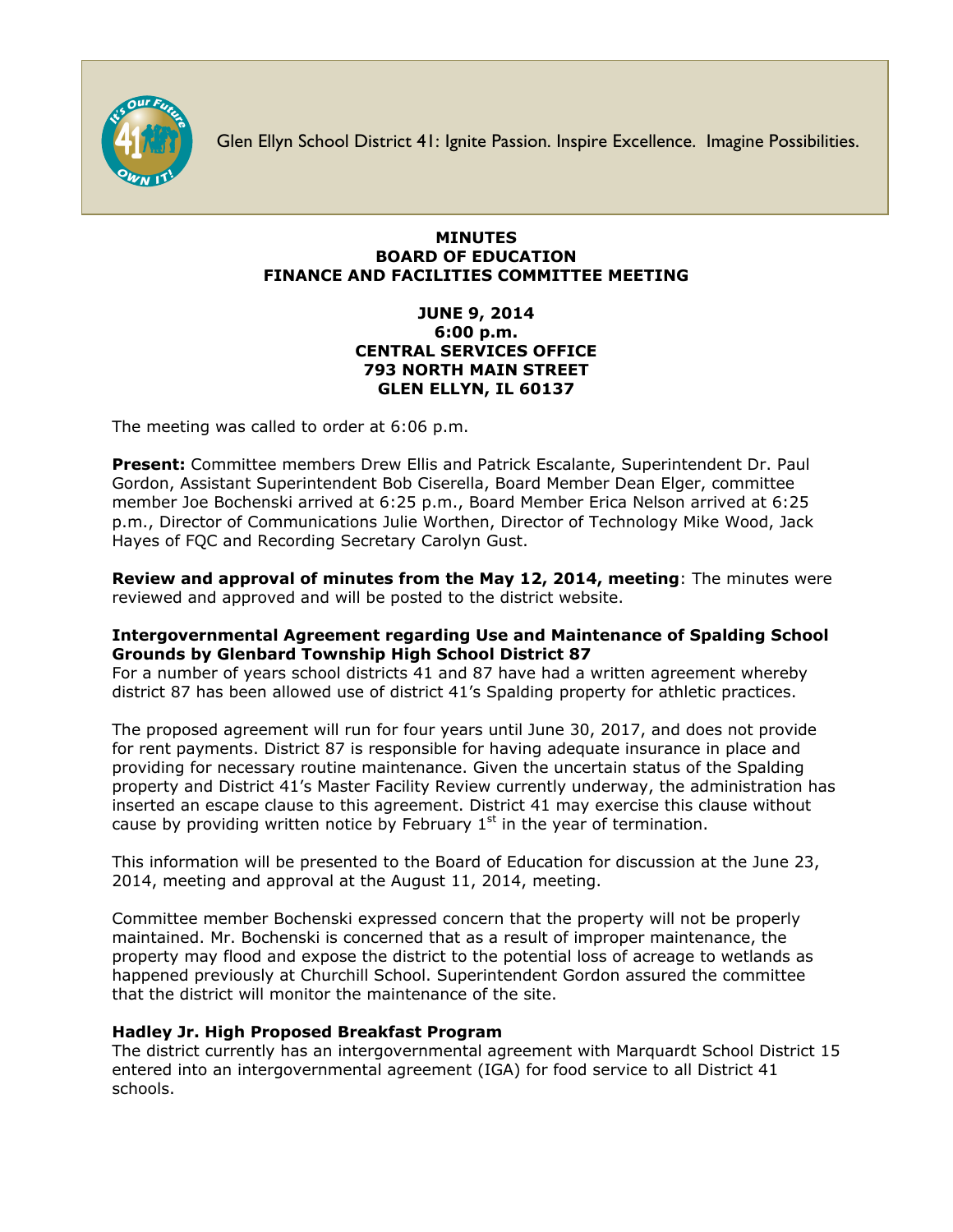Glen Ellyn School District 41: Ignite Passion. Inspire Excellence. Imagine Possibilities.

**MINUTES**
**BOARD OF EDUCATION**
**FINANCE AND FACILITIES COMMITTEE MEETING**

**JUNE 9, 2014**
**6:00 p.m.**
**CENTRAL SERVICES OFFICE**
**793 NORTH MAIN STREET**
**GLEN ELLYN, IL 60137**

The meeting was called to order at 6:06 p.m.

**Present:** Committee members Drew Ellis and Patrick Escalante, Superintendent Dr. Paul Gordon, Assistant Superintendent Bob Ciserella, Board Member Dean Elger, committee member Joe Bochenski arrived at 6:25 p.m., Board Member Erica Nelson arrived at 6:25 p.m., Director of Communications Julie Worthen, Director of Technology Mike Wood, Jack Hayes of FQC and Recording Secretary Carolyn Gust.

**Review and approval of minutes from the May 12, 2014, meeting**: The minutes were reviewed and approved and will be posted to the district website.

**Intergovernmental Agreement regarding Use and Maintenance of Spalding School Grounds by Glenbard Township High School District 87**

For a number of years school districts 41 and 87 have had a written agreement whereby district 87 has been allowed use of district 41's Spalding property for athletic practices.

The proposed agreement will run for four years until June 30, 2017, and does not provide for rent payments. District 87 is responsible for having adequate insurance in place and providing for necessary routine maintenance. Given the uncertain status of the Spalding property and District 41's Master Facility Review currently underway, the administration has inserted an escape clause to this agreement. District 41 may exercise this clause without cause by providing written notice by February 1st in the year of termination.

This information will be presented to the Board of Education for discussion at the June 23, 2014, meeting and approval at the August 11, 2014, meeting.

Committee member Bochenski expressed concern that the property will not be properly maintained. Mr. Bochenski is concerned that as a result of improper maintenance, the property may flood and expose the district to the potential loss of acreage to wetlands as happened previously at Churchill School. Superintendent Gordon assured the committee that the district will monitor the maintenance of the site.

**Hadley Jr. High Proposed Breakfast Program**

The district currently has an intergovernmental agreement with Marquardt School District 15 entered into an intergovernmental agreement (IGA) for food service to all District 41 schools.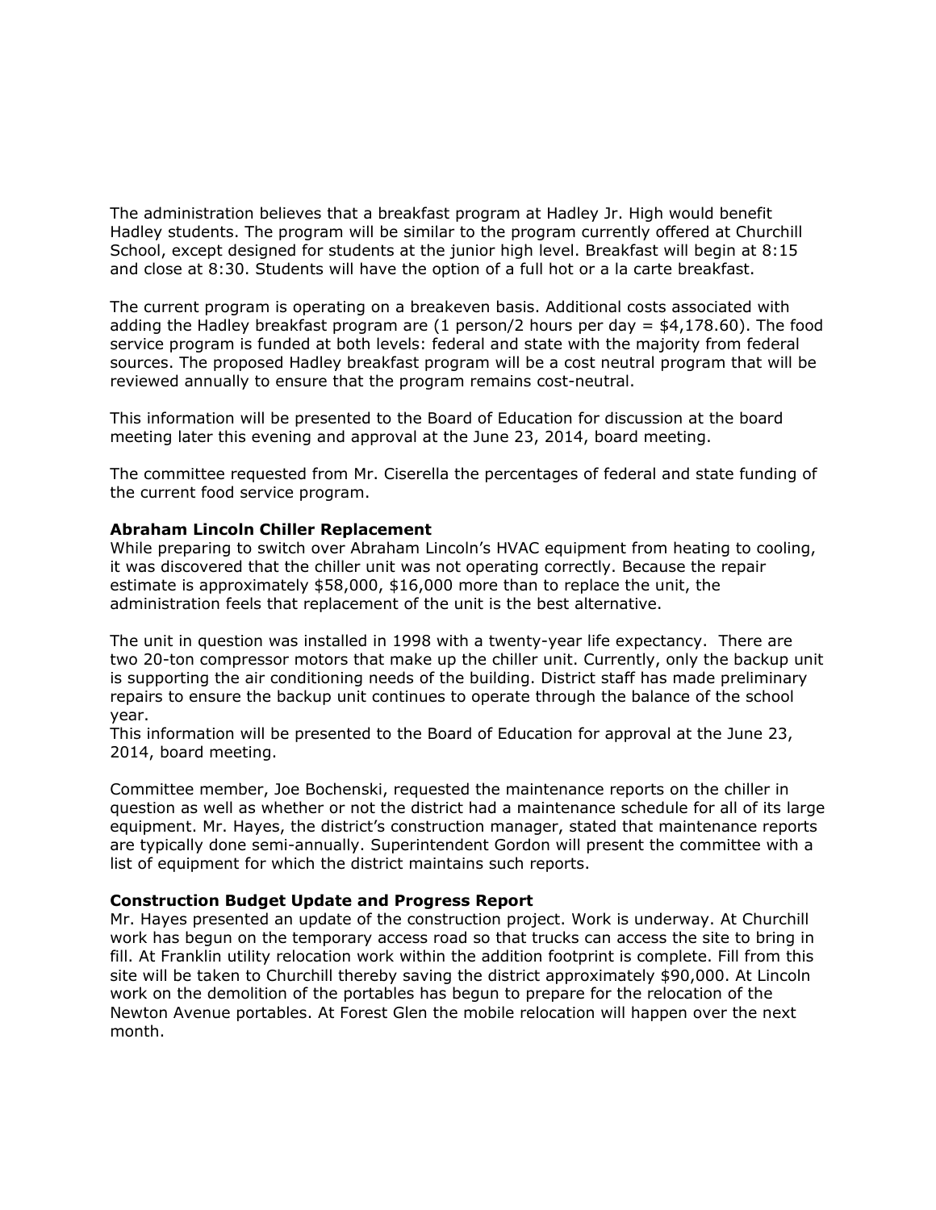The administration believes that a breakfast program at Hadley Jr. High would benefit Hadley students. The program will be similar to the program currently offered at Churchill School, except designed for students at the junior high level. Breakfast will begin at 8:15 and close at 8:30. Students will have the option of a full hot or a la carte breakfast.

The current program is operating on a breakeven basis. Additional costs associated with adding the Hadley breakfast program are (1 person/2 hours per day = $4,178.60). The food service program is funded at both levels: federal and state with the majority from federal sources. The proposed Hadley breakfast program will be a cost neutral program that will be reviewed annually to ensure that the program remains cost-neutral.

This information will be presented to the Board of Education for discussion at the board meeting later this evening and approval at the June 23, 2014, board meeting.

The committee requested from Mr. Ciserella the percentages of federal and state funding of the current food service program.

**Abraham Lincoln Chiller Replacement**
While preparing to switch over Abraham Lincoln's HVAC equipment from heating to cooling, it was discovered that the chiller unit was not operating correctly. Because the repair estimate is approximately $58,000, $16,000 more than to replace the unit, the administration feels that replacement of the unit is the best alternative.

The unit in question was installed in 1998 with a twenty-year life expectancy. There are two 20-ton compressor motors that make up the chiller unit. Currently, only the backup unit is supporting the air conditioning needs of the building. District staff has made preliminary repairs to ensure the backup unit continues to operate through the balance of the school year.
This information will be presented to the Board of Education for approval at the June 23, 2014, board meeting.

Committee member, Joe Bochenski, requested the maintenance reports on the chiller in question as well as whether or not the district had a maintenance schedule for all of its large equipment. Mr. Hayes, the district's construction manager, stated that maintenance reports are typically done semi-annually. Superintendent Gordon will present the committee with a list of equipment for which the district maintains such reports.

**Construction Budget Update and Progress Report**
Mr. Hayes presented an update of the construction project. Work is underway. At Churchill work has begun on the temporary access road so that trucks can access the site to bring in fill. At Franklin utility relocation work within the addition footprint is complete. Fill from this site will be taken to Churchill thereby saving the district approximately $90,000. At Lincoln work on the demolition of the portables has begun to prepare for the relocation of the Newton Avenue portables. At Forest Glen the mobile relocation will happen over the next month.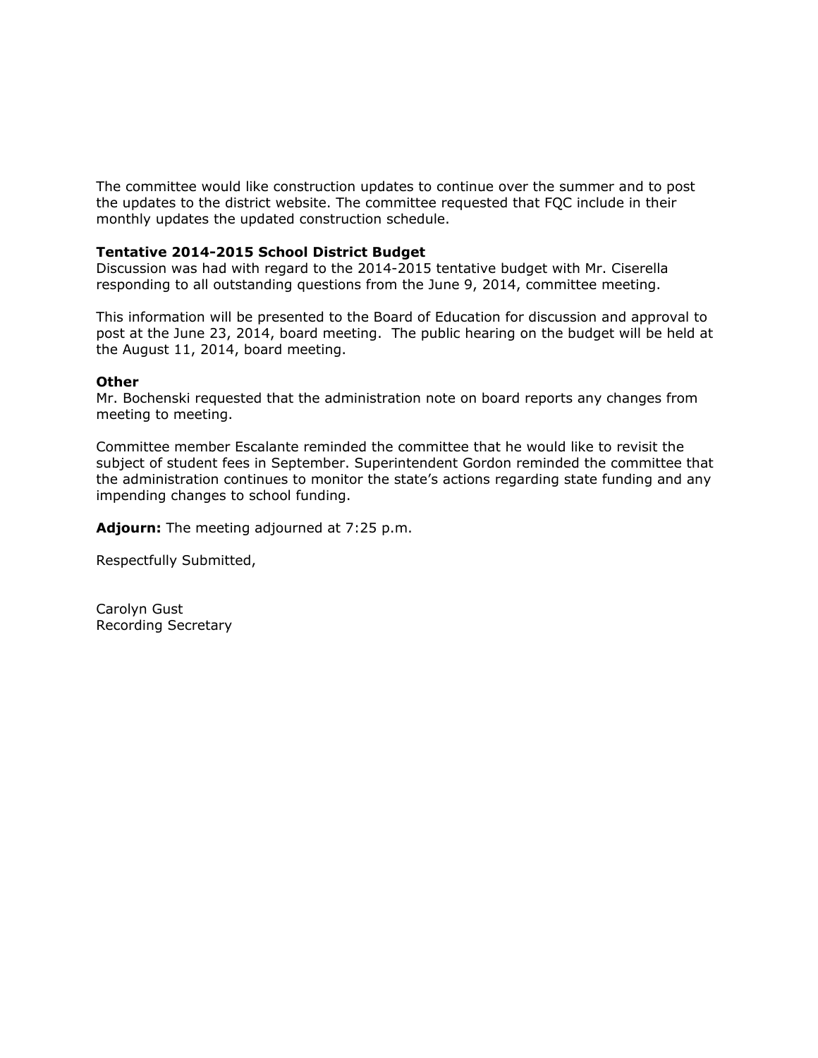The committee would like construction updates to continue over the summer and to post the updates to the district website. The committee requested that FQC include in their monthly updates the updated construction schedule.

**Tentative 2014-2015 School District Budget**

Discussion was had with regard to the 2014-2015 tentative budget with Mr. Ciserella responding to all outstanding questions from the June 9, 2014, committee meeting.

This information will be presented to the Board of Education for discussion and approval to post at the June 23, 2014, board meeting. The public hearing on the budget will be held at the August 11, 2014, board meeting.

**Other**

Mr. Bochenski requested that the administration note on board reports any changes from meeting to meeting.

Committee member Escalante reminded the committee that he would like to revisit the subject of student fees in September. Superintendent Gordon reminded the committee that the administration continues to monitor the state's actions regarding state funding and any impending changes to school funding.

**Adjourn:** The meeting adjourned at 7:25 p.m.

Respectfully Submitted,

Carolyn Gust
Recording Secretary